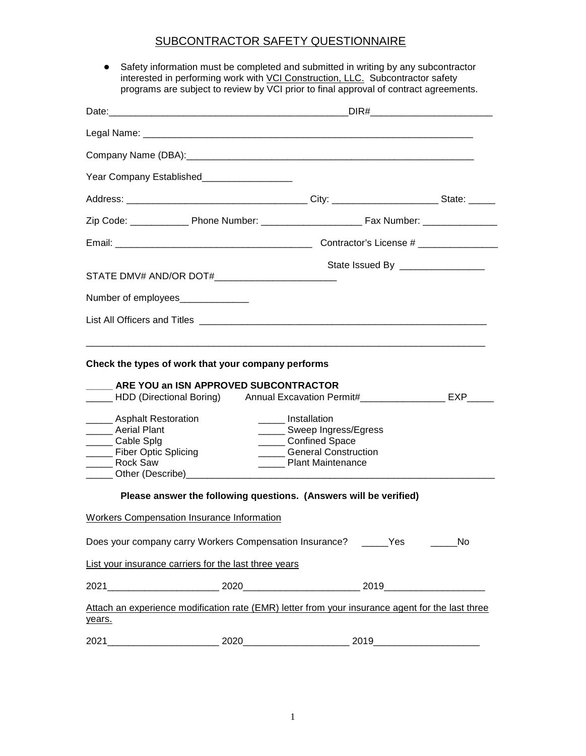# SUBCONTRACTOR SAFETY QUESTIONNAIRE

- Safety information must be completed and submitted in writing by any subcontractor interested in performing work with VCI Construction, LLC. Subcontractor safety programs are subject to review by VCI prior to final approval of contract agreements.

Date:_____________________________________________DIR#______________________

Legal Name: ________________________________________________________________

Company Name (DBA):______________________________________________________

Year Company Established_________________

Address: _________________________________ City: ___________________ State: _____

Zip Code: ___________ Phone Number: ___________________ Fax Number: ______________

Email: ____________________________________ Contractor's License # _______________

State Issued By ________________

STATE DMV# AND/OR DOT#_______________________

Number of employees_____________

List All Officers and Titles ______________________________________________________

_____________________________________________________________________________

**Check the types of work that your company performs**

_____ **ARE YOU an ISN APPROVED SUBCONTRACTOR**

_____ HDD (Directional Boring) Annual Excavation Permit#________________ EXP_____

_____ Asphalt Restoration
_____ Aerial Plant
_____ Cable Splg
_____ Fiber Optic Splicing
_____ Rock Saw
_____ Installation
_____ Sweep Ingress/Egress
_____ Confined Space
_____ General Construction
_____ Plant Maintenance
_____ Other (Describe)___________________________________________________________

**Please answer the following questions. (Answers will be verified)**

Workers Compensation Insurance Information

Does your company carry Workers Compensation Insurance? _____Yes _____No

List your insurance carriers for the last three years

2021_____________________ 2020_____________________ 2019__________________

Attach an experience modification rate (EMR) letter from your insurance agent for the last three years.

2021_____________________ 2020___________________ 2019___________________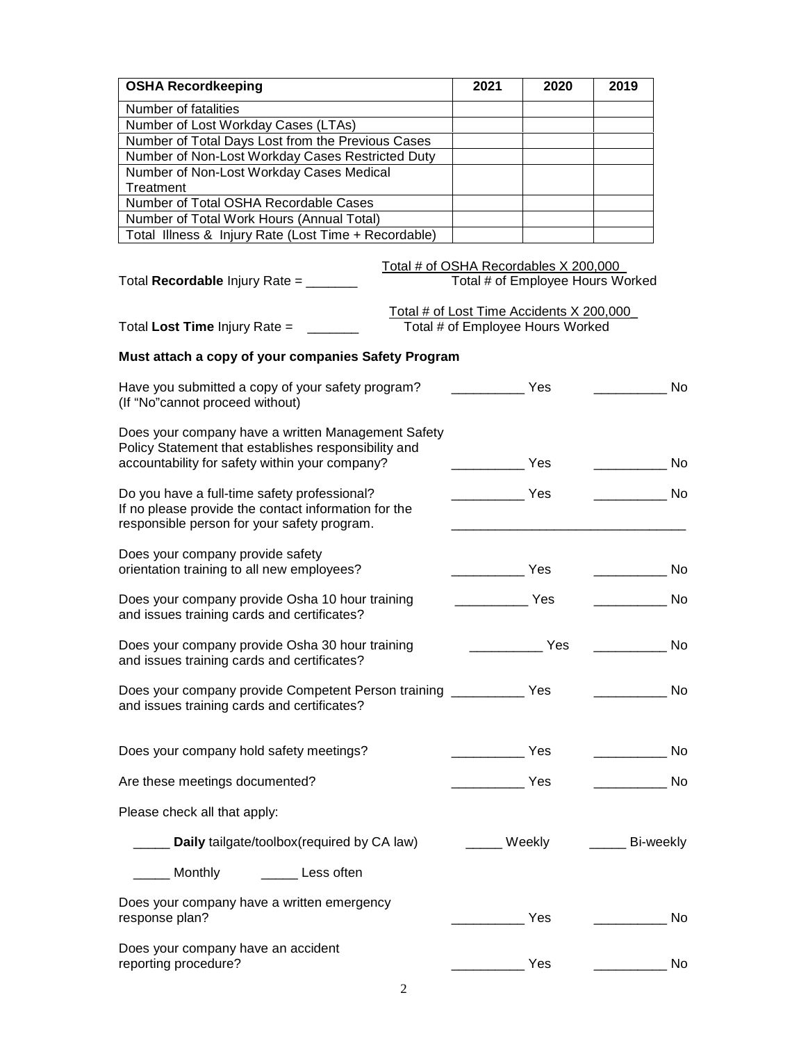| OSHA Recordkeeping | 2021 | 2020 | 2019 |
|---|---|---|---|
| Number of fatalities | | | |
| Number of Lost Workday Cases (LTAs) | | | |
| Number of Total Days Lost from the Previous Cases | | | |
| Number of Non-Lost Workday Cases Restricted Duty | | | |
| Number of Non-Lost Workday Cases Medical Treatment | | | |
| Number of Total OSHA Recordable Cases | | | |
| Number of Total Work Hours (Annual Total) | | | |
| Total Illness & Injury Rate (Lost Time + Recordable) | | | |

Total **Recordable** Injury Rate = _______ $\frac{\text{Total \# of OSHA Recordables X 200,000}}{\text{Total \# of Employee Hours Worked}}$

Total **Lost Time** Injury Rate = _______ $\frac{\text{Total \# of Lost Time Accidents X 200,000}}{\text{Total \# of Employee Hours Worked}}$

**Must attach a copy of your companies Safety Program**

Have you submitted a copy of your safety program? (If "No"cannot proceed without) __________ Yes __________ No

Does your company have a written Management Safety Policy Statement that establishes responsibility and accountability for safety within your company? __________ Yes __________ No

Do you have a full-time safety professional? If no please provide the contact information for the responsible person for your safety program. __________ Yes __________ No

________________________________

Does your company provide safety orientation training to all new employees? __________ Yes __________ No

Does your company provide Osha 10 hour training and issues training cards and certificates? __________ Yes __________ No

Does your company provide Osha 30 hour training and issues training cards and certificates? __________ Yes __________ No

Does your company provide Competent Person training and issues training cards and certificates? __________ Yes __________ No

Does your company hold safety meetings? __________ Yes __________ No

Are these meetings documented? __________ Yes __________ No

Please check all that apply:

_____ **Daily** tailgate/toolbox(required by CA law) _____ Weekly _____ Bi-weekly

_____ Monthly _____ Less often

Does your company have a written emergency response plan? __________ Yes __________ No

Does your company have an accident reporting procedure? __________ Yes __________ No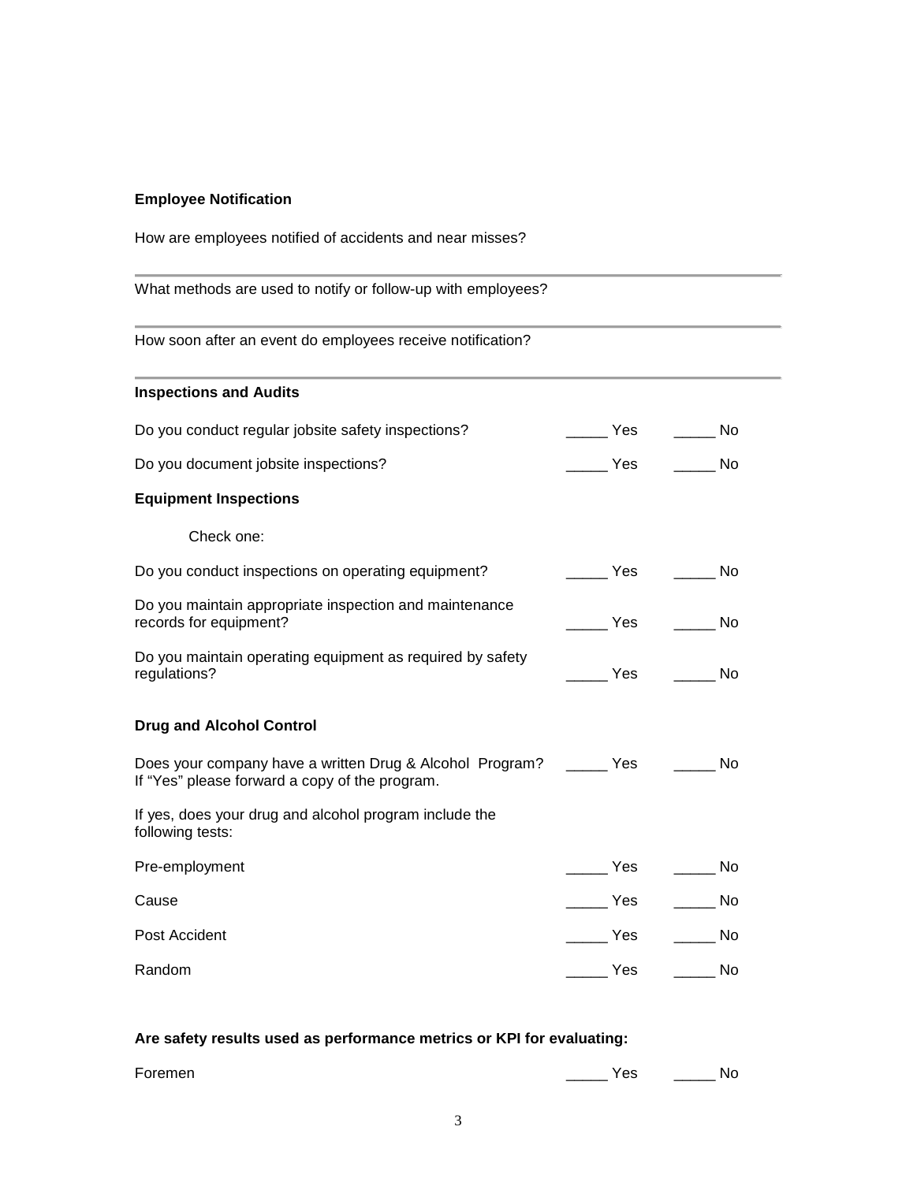**Employee Notification**

How are employees notified of accidents and near misses?

---

What methods are used to notify or follow-up with employees?

---

How soon after an event do employees receive notification?

---

**Inspections and Audits**

Do you conduct regular jobsite safety inspections? _____ Yes _____ No

Do you document jobsite inspections? _____ Yes _____ No

**Equipment Inspections**

Check one:

Do you conduct inspections on operating equipment? _____ Yes _____ No

Do you maintain appropriate inspection and maintenance records for equipment? _____ Yes _____ No

Do you maintain operating equipment as required by safety regulations? _____ Yes _____ No

**Drug and Alcohol Control**

Does your company have a written Drug & Alcohol Program? _____ Yes _____ No
If "Yes" please forward a copy of the program.

If yes, does your drug and alcohol program include the following tests:

Pre-employment _____ Yes _____ No

Cause _____ Yes _____ No

Post Accident _____ Yes _____ No

Random _____ Yes _____ No

**Are safety results used as performance metrics or KPI for evaluating:**

Foremen _____ Yes _____ No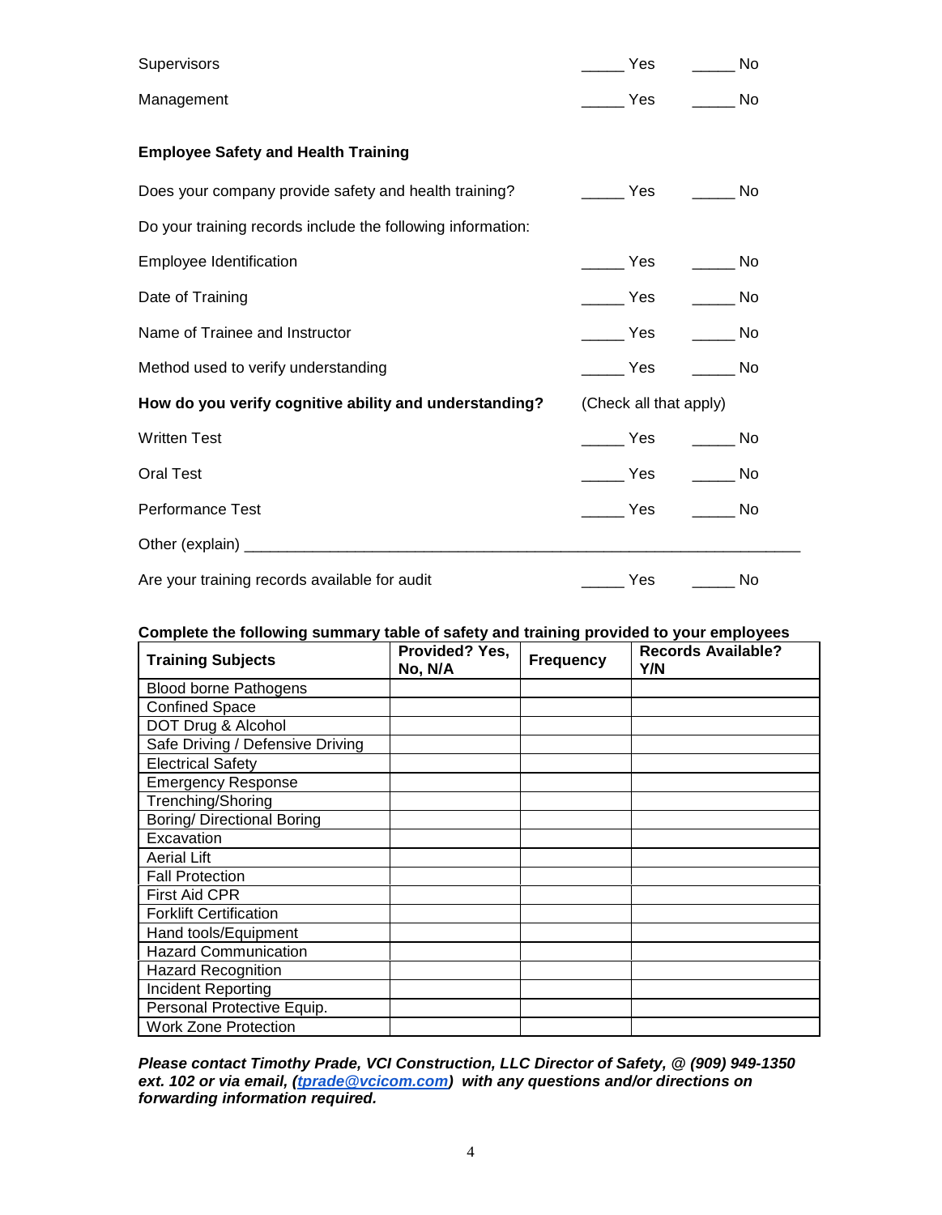Supervisors _____ Yes _____ No

Management _____ Yes _____ No

**Employee Safety and Health Training**

Does your company provide safety and health training? _____ Yes _____ No

Do your training records include the following information:

Employee Identification _____ Yes _____ No

Date of Training _____ Yes _____ No

Name of Trainee and Instructor _____ Yes _____ No

Method used to verify understanding _____ Yes _____ No

**How do you verify cognitive ability and understanding?** (Check all that apply)

Written Test _____ Yes _____ No

Oral Test _____ Yes _____ No

Performance Test _____ Yes _____ No

Other (explain) ____________________________________________________________________

Are your training records available for audit _____ Yes _____ No

**Complete the following summary table of safety and training provided to your employees**

| Training Subjects | Provided? Yes, No, N/A | Frequency | Records Available? Y/N |
|---|---|---|---|
| Blood borne Pathogens | | | |
| Confined Space | | | |
| DOT Drug & Alcohol | | | |
| Safe Driving / Defensive Driving | | | |
| Electrical Safety | | | |
| Emergency Response | | | |
| Trenching/Shoring | | | |
| Boring/ Directional Boring | | | |
| Excavation | | | |
| Aerial Lift | | | |
| Fall Protection | | | |
| First Aid CPR | | | |
| Forklift Certification | | | |
| Hand tools/Equipment | | | |
| Hazard Communication | | | |
| Hazard Recognition | | | |
| Incident Reporting | | | |
| Personal Protective Equip. | | | |
| Work Zone Protection | | | |

***Please contact Timothy Prade, VCI Construction, LLC Director of Safety, @ (909) 949-1350 ext. 102 or via email, (tprade@vcicom.com) with any questions and/or directions on forwarding information required.***